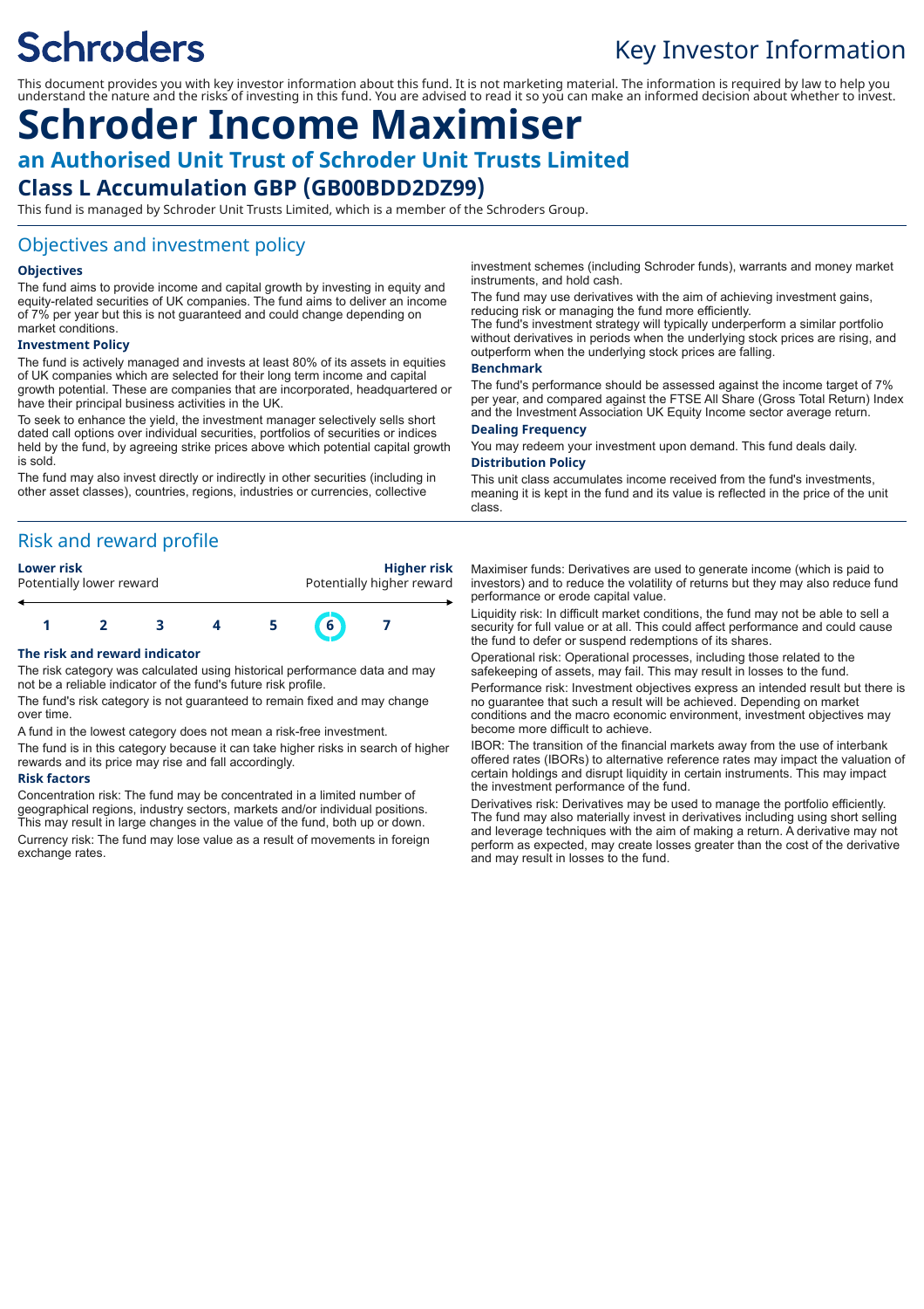Schroders

Key Investor Information

This document provides you with key investor information about this fund. It is not marketing material. The information is required by law to help you understand the nature and the risks of investing in this fund. You are advised to read it so you can make an informed decision about whether to invest.

# Schroder Income Maximiser

## an Authorised Unit Trust of Schroder Unit Trusts Limited

## Class L Accumulation GBP (GB00BDD2DZ99)

This fund is managed by Schroder Unit Trusts Limited, which is a member of the Schroders Group.

## Objectives and investment policy

### Objectives

The fund aims to provide income and capital growth by investing in equity and equity-related securities of UK companies. The fund aims to deliver an income of 7% per year but this is not guaranteed and could change depending on market conditions.

### Investment Policy

The fund is actively managed and invests at least 80% of its assets in equities of UK companies which are selected for their long term income and capital growth potential. These are companies that are incorporated, headquartered or have their principal business activities in the UK.

To seek to enhance the yield, the investment manager selectively sells short dated call options over individual securities, portfolios of securities or indices held by the fund, by agreeing strike prices above which potential capital growth is sold.

The fund may also invest directly or indirectly in other securities (including in other asset classes), countries, regions, industries or currencies, collective investment schemes (including Schroder funds), warrants and money market instruments, and hold cash.

The fund may use derivatives with the aim of achieving investment gains, reducing risk or managing the fund more efficiently.

The fund's investment strategy will typically underperform a similar portfolio without derivatives in periods when the underlying stock prices are rising, and outperform when the underlying stock prices are falling.

### Benchmark

The fund's performance should be assessed against the income target of 7% per year, and compared against the FTSE All Share (Gross Total Return) Index and the Investment Association UK Equity Income sector average return.

### Dealing Frequency

You may redeem your investment upon demand. This fund deals daily.

### Distribution Policy

This unit class accumulates income received from the fund's investments, meaning it is kept in the fund and its value is reflected in the price of the unit class.

## Risk and reward profile

| **Lower risk** Potentially lower reward | | | | | | **Higher risk** Potentially higher reward |
|---|---|---|---|---|---|---|
| 1 | 2 | 3 | 4 | 5 | **6** | 7 |

### The risk and reward indicator

The risk category was calculated using historical performance data and may not be a reliable indicator of the fund's future risk profile.

The fund's risk category is not guaranteed to remain fixed and may change over time.

A fund in the lowest category does not mean a risk-free investment.

The fund is in this category because it can take higher risks in search of higher rewards and its price may rise and fall accordingly.

### Risk factors

Concentration risk: The fund may be concentrated in a limited number of geographical regions, industry sectors, markets and/or individual positions. This may result in large changes in the value of the fund, both up or down.

Currency risk: The fund may lose value as a result of movements in foreign exchange rates.

Maximiser funds: Derivatives are used to generate income (which is paid to investors) and to reduce the volatility of returns but they may also reduce fund performance or erode capital value.

Liquidity risk: In difficult market conditions, the fund may not be able to sell a security for full value or at all. This could affect performance and could cause the fund to defer or suspend redemptions of its shares.

Operational risk: Operational processes, including those related to the safekeeping of assets, may fail. This may result in losses to the fund.

Performance risk: Investment objectives express an intended result but there is no guarantee that such a result will be achieved. Depending on market conditions and the macro economic environment, investment objectives may become more difficult to achieve.

IBOR: The transition of the financial markets away from the use of interbank offered rates (IBORs) to alternative reference rates may impact the valuation of certain holdings and disrupt liquidity in certain instruments. This may impact the investment performance of the fund.

Derivatives risk: Derivatives may be used to manage the portfolio efficiently. The fund may also materially invest in derivatives including using short selling and leverage techniques with the aim of making a return. A derivative may not perform as expected, may create losses greater than the cost of the derivative and may result in losses to the fund.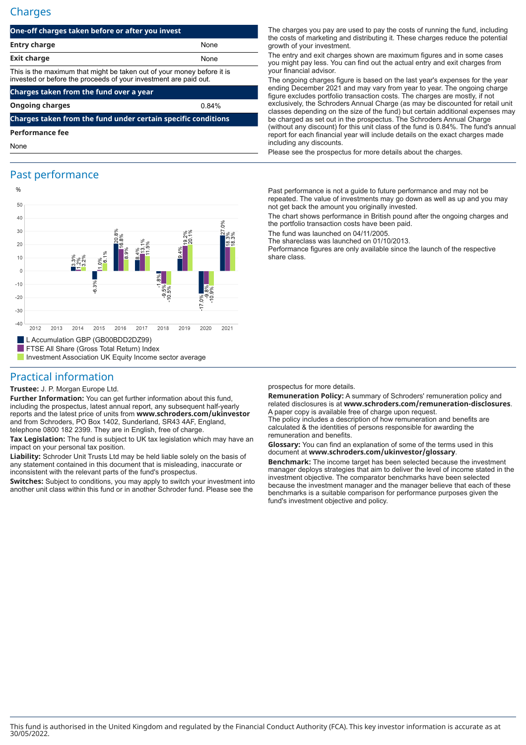## Charges

| One-off charges taken before or after you invest | |
|---|---|
| **Entry charge** | None |
| **Exit charge** | None |

This is the maximum that might be taken out of your money before it is invested or before the proceeds of your investment are paid out.

| Charges taken from the fund over a year | |
|---|---|
| **Ongoing charges** | 0.84% |

**Charges taken from the fund under certain specific conditions**

**Performance fee**

None

The charges you pay are used to pay the costs of running the fund, including the costs of marketing and distributing it. These charges reduce the potential growth of your investment.

The entry and exit charges shown are maximum figures and in some cases you might pay less. You can find out the actual entry and exit charges from your financial advisor.

The ongoing charges figure is based on the last year's expenses for the year ending December 2021 and may vary from year to year. The ongoing charge figure excludes portfolio transaction costs. The charges are mostly, if not exclusively, the Schroders Annual Charge (as may be discounted for retail unit classes depending on the size of the fund) but certain additional expenses may be charged as set out in the prospectus. The Schroders Annual Charge (without any discount) for this unit class of the fund is 0.84%. The fund's annual report for each financial year will include details on the exact charges made including any discounts.

Please see the prospectus for more details about the charges.

## Past performance

%

50
40
30
20
10
0
-10
-20
-30
-40

2012 2013 2014 2015 2016 2017 2018 2019 2020 2021

3.3% 1.2% 3.2%
-6.3% 1.0% 6.1%
20.8% 16.8% 8.9%
8.4% 13.1% 11.5%
-1.8% -9.5% -10.5%
9.4% 19.2% 20.1%
-17.0% -9.8% -10.9%
27.0% 18.3% 18.3%

L Accumulation GBP (GB00BDD2DZ99)
FTSE All Share (Gross Total Return) Index
Investment Association UK Equity Income sector average

Past performance is not a guide to future performance and may not be repeated. The value of investments may go down as well as up and you may not get back the amount you originally invested.

The chart shows performance in British pound after the ongoing charges and the portfolio transaction costs have been paid.

The fund was launched on 04/11/2005.
The shareclass was launched on 01/10/2013.
Performance figures are only available since the launch of the respective share class.

## Practical information

**Trustee:** J. P. Morgan Europe Ltd.

**Further Information:** You can get further information about this fund, including the prospectus, latest annual report, any subsequent half-yearly reports and the latest price of units from **www.schroders.com/ukinvestor** and from Schroders, PO Box 1402, Sunderland, SR43 4AF, England, telephone 0800 182 2399. They are in English, free of charge.

**Tax Legislation:** The fund is subject to UK tax legislation which may have an impact on your personal tax position.

**Liability:** Schroder Unit Trusts Ltd may be held liable solely on the basis of any statement contained in this document that is misleading, inaccurate or inconsistent with the relevant parts of the fund's prospectus.

**Switches:** Subject to conditions, you may apply to switch your investment into another unit class within this fund or in another Schroder fund. Please see the prospectus for more details.

**Remuneration Policy:** A summary of Schroders' remuneration policy and related disclosures is at **www.schroders.com/remuneration-disclosures**. A paper copy is available free of charge upon request.
The policy includes a description of how remuneration and benefits are calculated & the identities of persons responsible for awarding the remuneration and benefits.

**Glossary:** You can find an explanation of some of the terms used in this document at **www.schroders.com/ukinvestor/glossary**.

**Benchmark:** The income target has been selected because the investment manager deploys strategies that aim to deliver the level of income stated in the investment objective. The comparator benchmarks have been selected because the investment manager and the manager believe that each of these benchmarks is a suitable comparison for performance purposes given the fund's investment objective and policy.

This fund is authorised in the United Kingdom and regulated by the Financial Conduct Authority (FCA). This key investor information is accurate as at 30/05/2022.